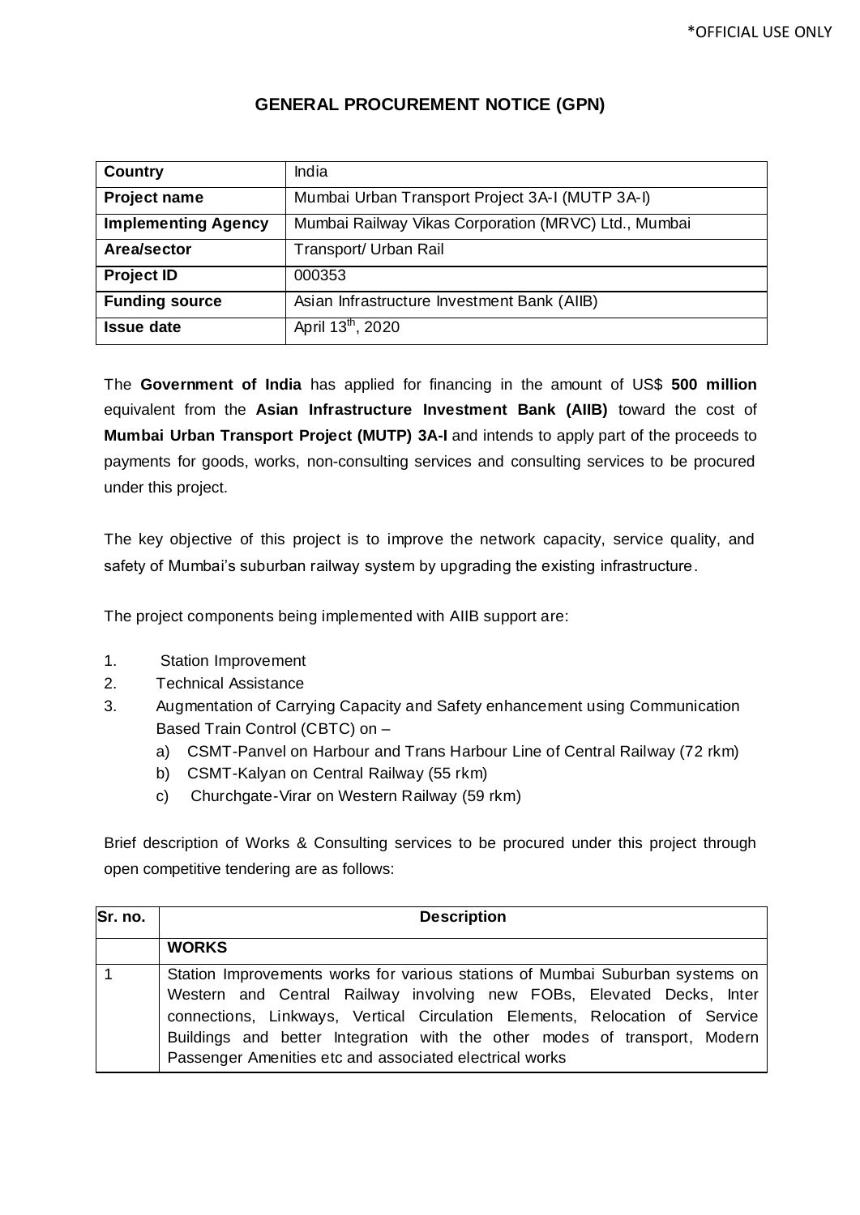# GENERAL PROCUREMENT NOTICE (GPN)

| **Country** | India |
|---|---|
| **Project name** | Mumbai Urban Transport Project 3A-I (MUTP 3A-I) |
| **Implementing Agency** | Mumbai Railway Vikas Corporation (MRVC) Ltd., Mumbai |
| **Area/sector** | Transport/ Urban Rail |
| **Project ID** | 000353 |
| **Funding source** | Asian Infrastructure Investment Bank (AIIB) |
| **Issue date** | April 13th, 2020 |

The **Government of India** has applied for financing in the amount of US$ **500 million** equivalent from the **Asian Infrastructure Investment Bank (AIIB)** toward the cost of **Mumbai Urban Transport Project (MUTP) 3A-I** and intends to apply part of the proceeds to payments for goods, works, non-consulting services and consulting services to be procured under this project.

The key objective of this project is to improve the network capacity, service quality, and safety of Mumbai's suburban railway system by upgrading the existing infrastructure.

The project components being implemented with AIIB support are:

1. Station Improvement
2. Technical Assistance
3. Augmentation of Carrying Capacity and Safety enhancement using Communication Based Train Control (CBTC) on –
   a) CSMT-Panvel on Harbour and Trans Harbour Line of Central Railway (72 rkm)
   b) CSMT-Kalyan on Central Railway (55 rkm)
   c) Churchgate-Virar on Western Railway (59 rkm)

Brief description of Works & Consulting services to be procured under this project through open competitive tendering are as follows:

| Sr. no. | Description |
|---|---|
| | **WORKS** |
| 1 | Station Improvements works for various stations of Mumbai Suburban systems on Western and Central Railway involving new FOBs, Elevated Decks, Inter connections, Linkways, Vertical Circulation Elements, Relocation of Service Buildings and better Integration with the other modes of transport, Modern Passenger Amenities etc and associated electrical works |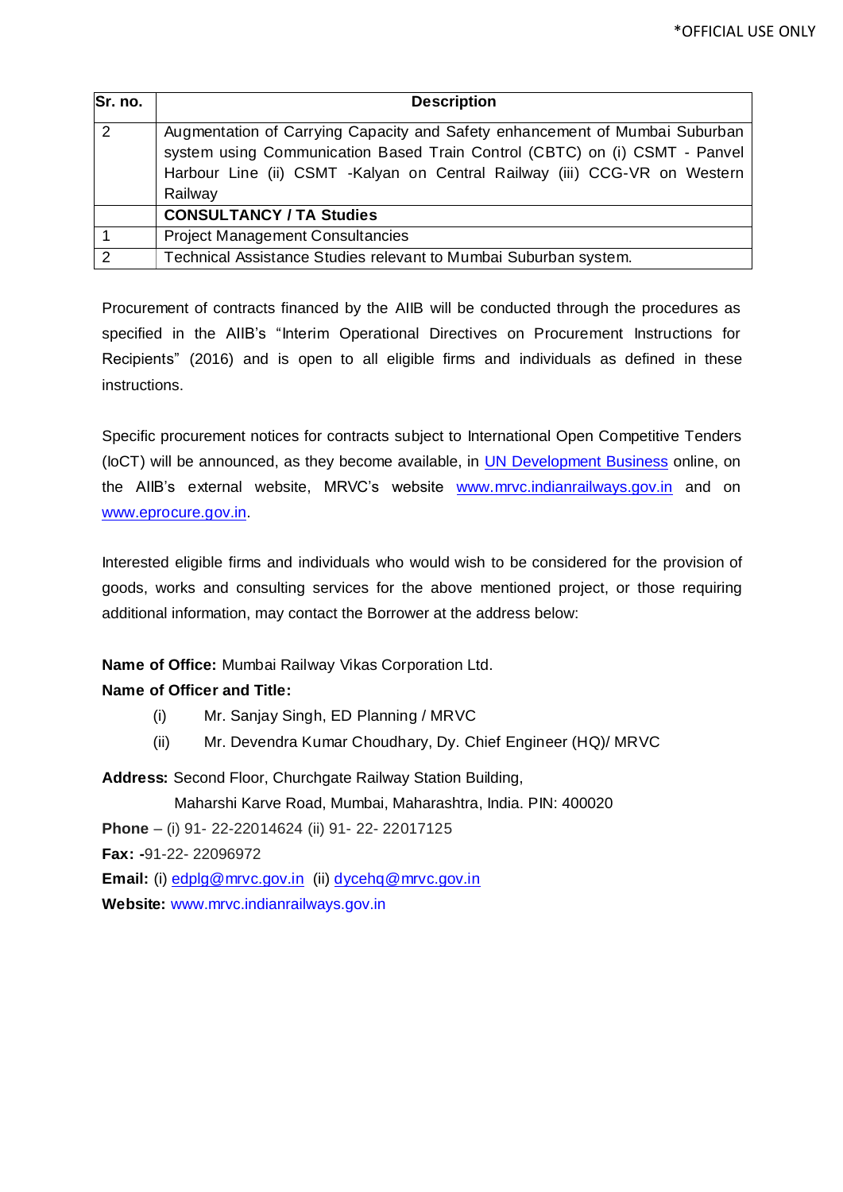| Sr. no. | Description |
|---|---|
| 2 | Augmentation of Carrying Capacity and Safety enhancement of Mumbai Suburban system using Communication Based Train Control (CBTC) on (i) CSMT - Panvel Harbour Line (ii) CSMT -Kalyan on Central Railway (iii) CCG-VR on Western Railway |
| | **CONSULTANCY / TA Studies** |
| 1 | Project Management Consultancies |
| 2 | Technical Assistance Studies relevant to Mumbai Suburban system. |

Procurement of contracts financed by the AIIB will be conducted through the procedures as specified in the AIIB's "Interim Operational Directives on Procurement Instructions for Recipients" (2016) and is open to all eligible firms and individuals as defined in these instructions.

Specific procurement notices for contracts subject to International Open Competitive Tenders (IoCT) will be announced, as they become available, in UN Development Business online, on the AIIB's external website, MRVC's website www.mrvc.indianrailways.gov.in and on www.eprocure.gov.in.

Interested eligible firms and individuals who would wish to be considered for the provision of goods, works and consulting services for the above mentioned project, or those requiring additional information, may contact the Borrower at the address below:

**Name of Office:** Mumbai Railway Vikas Corporation Ltd.

**Name of Officer and Title:**

(i) Mr. Sanjay Singh, ED Planning / MRVC

(ii) Mr. Devendra Kumar Choudhary, Dy. Chief Engineer (HQ)/ MRVC

**Address:** Second Floor, Churchgate Railway Station Building,
Maharshi Karve Road, Mumbai, Maharashtra, India. PIN: 400020

**Phone** – (i) 91- 22-22014624 (ii) 91- 22- 22017125

**Fax: -**91-22- 22096972

**Email:** (i) edplg@mrvc.gov.in (ii) dycehq@mrvc.gov.in

**Website:** www.mrvc.indianrailways.gov.in